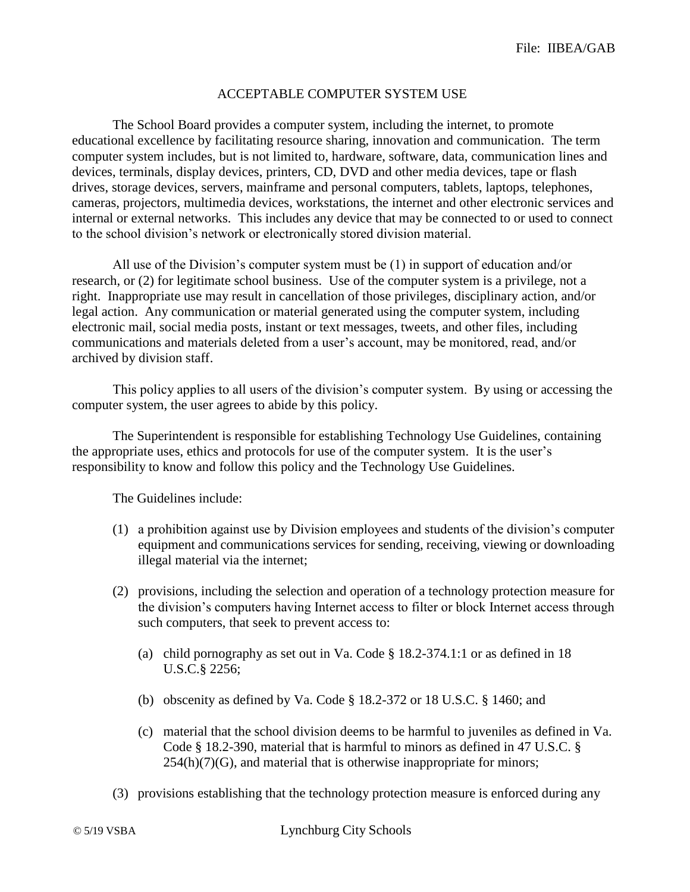File: IIBEA/GAB

# ACCEPTABLE COMPUTER SYSTEM USE

The School Board provides a computer system, including the internet, to promote educational excellence by facilitating resource sharing, innovation and communication. The term computer system includes, but is not limited to, hardware, software, data, communication lines and devices, terminals, display devices, printers, CD, DVD and other media devices, tape or flash drives, storage devices, servers, mainframe and personal computers, tablets, laptops, telephones, cameras, projectors, multimedia devices, workstations, the internet and other electronic services and internal or external networks. This includes any device that may be connected to or used to connect to the school division's network or electronically stored division material.

All use of the Division's computer system must be (1) in support of education and/or research, or (2) for legitimate school business. Use of the computer system is a privilege, not a right. Inappropriate use may result in cancellation of those privileges, disciplinary action, and/or legal action. Any communication or material generated using the computer system, including electronic mail, social media posts, instant or text messages, tweets, and other files, including communications and materials deleted from a user's account, may be monitored, read, and/or archived by division staff.

This policy applies to all users of the division's computer system. By using or accessing the computer system, the user agrees to abide by this policy.

The Superintendent is responsible for establishing Technology Use Guidelines, containing the appropriate uses, ethics and protocols for use of the computer system. It is the user's responsibility to know and follow this policy and the Technology Use Guidelines.

The Guidelines include:

(1) a prohibition against use by Division employees and students of the division's computer equipment and communications services for sending, receiving, viewing or downloading illegal material via the internet;

(2) provisions, including the selection and operation of a technology protection measure for the division's computers having Internet access to filter or block Internet access through such computers, that seek to prevent access to:

   (a) child pornography as set out in Va. Code § 18.2-374.1:1 or as defined in 18 U.S.C.§ 2256;

   (b) obscenity as defined by Va. Code § 18.2-372 or 18 U.S.C. § 1460; and

   (c) material that the school division deems to be harmful to juveniles as defined in Va. Code § 18.2-390, material that is harmful to minors as defined in 47 U.S.C. § 254(h)(7)(G), and material that is otherwise inappropriate for minors;

(3) provisions establishing that the technology protection measure is enforced during any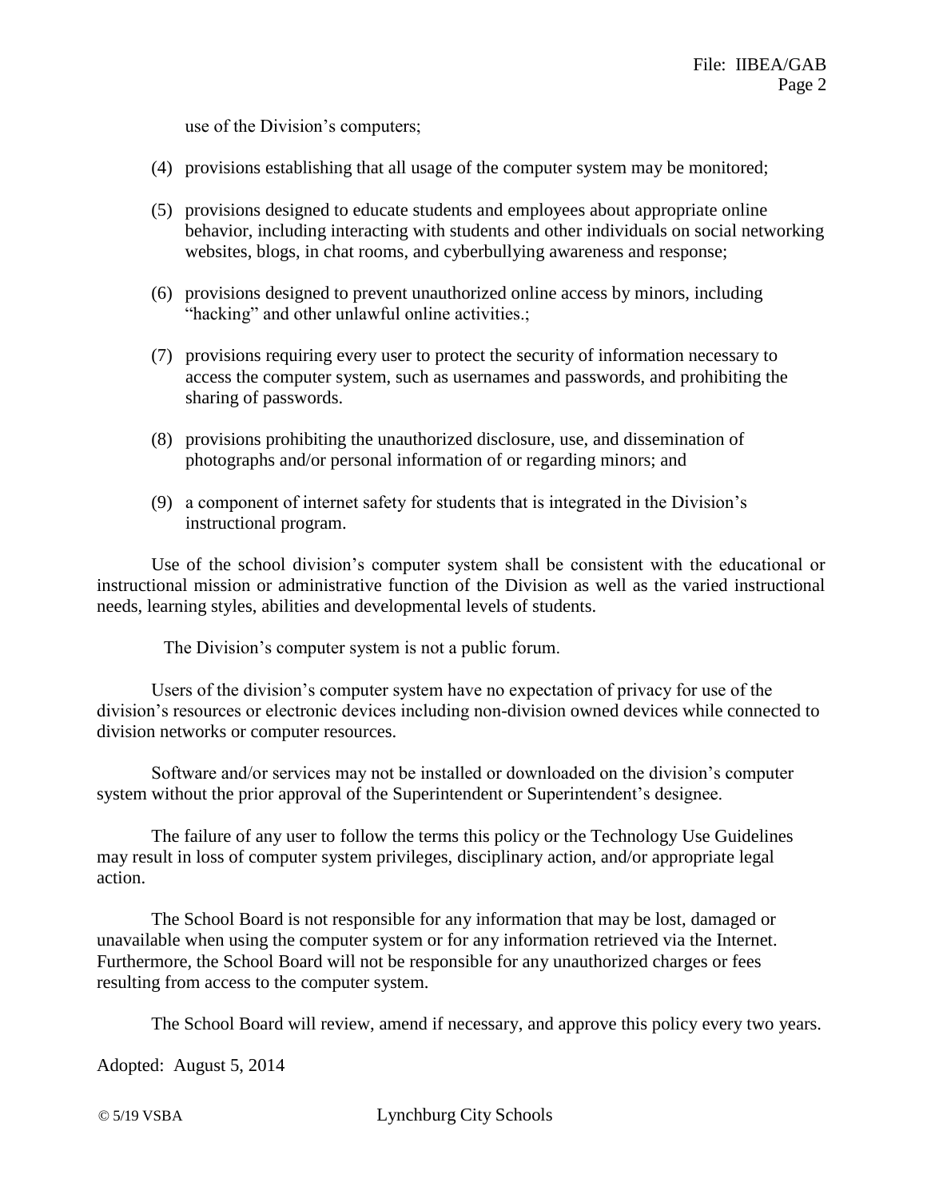use of the Division's computers;

(4) provisions establishing that all usage of the computer system may be monitored;

(5) provisions designed to educate students and employees about appropriate online behavior, including interacting with students and other individuals on social networking websites, blogs, in chat rooms, and cyberbullying awareness and response;

(6) provisions designed to prevent unauthorized online access by minors, including "hacking" and other unlawful online activities.;

(7) provisions requiring every user to protect the security of information necessary to access the computer system, such as usernames and passwords, and prohibiting the sharing of passwords.

(8) provisions prohibiting the unauthorized disclosure, use, and dissemination of photographs and/or personal information of or regarding minors; and

(9) a component of internet safety for students that is integrated in the Division's instructional program.

Use of the school division's computer system shall be consistent with the educational or instructional mission or administrative function of the Division as well as the varied instructional needs, learning styles, abilities and developmental levels of students.

The Division's computer system is not a public forum.

Users of the division's computer system have no expectation of privacy for use of the division's resources or electronic devices including non-division owned devices while connected to division networks or computer resources.

Software and/or services may not be installed or downloaded on the division's computer system without the prior approval of the Superintendent or Superintendent's designee.

The failure of any user to follow the terms this policy or the Technology Use Guidelines may result in loss of computer system privileges, disciplinary action, and/or appropriate legal action.

The School Board is not responsible for any information that may be lost, damaged or unavailable when using the computer system or for any information retrieved via the Internet. Furthermore, the School Board will not be responsible for any unauthorized charges or fees resulting from access to the computer system.

The School Board will review, amend if necessary, and approve this policy every two years.

Adopted: August 5, 2014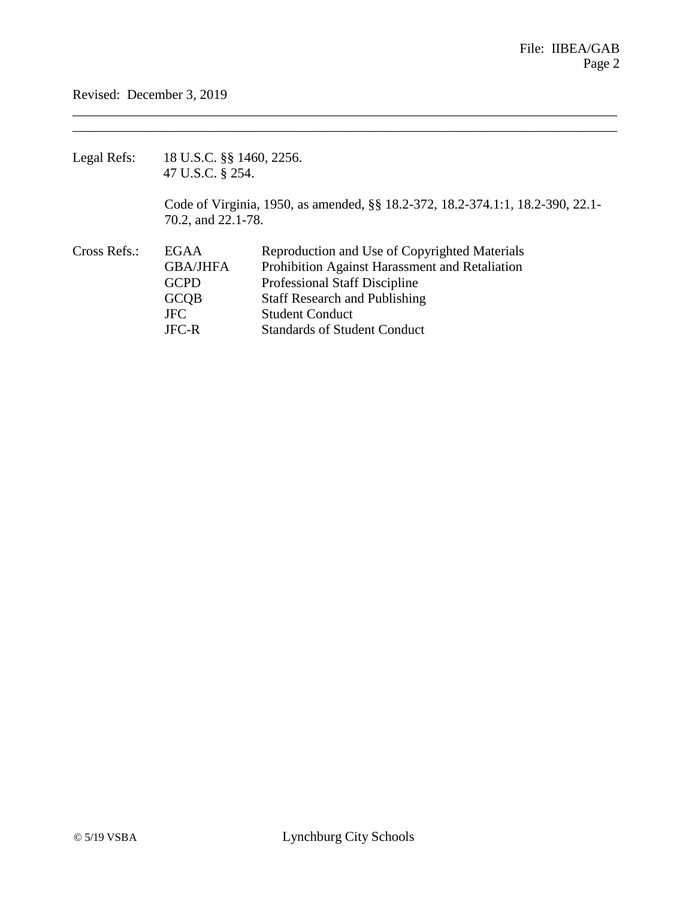Revised: December 3, 2019

---

Legal Refs: 18 U.S.C. §§ 1460, 2256.
47 U.S.C. § 254.

Code of Virginia, 1950, as amended, §§ 18.2-372, 18.2-374.1:1, 18.2-390, 22.1-70.2, and 22.1-78.

Cross Refs.:

| | |
|---|---|
| EGAA | Reproduction and Use of Copyrighted Materials |
| GBA/JHFA | Prohibition Against Harassment and Retaliation |
| GCPD | Professional Staff Discipline |
| GCQB | Staff Research and Publishing |
| JFC | Student Conduct |
| JFC-R | Standards of Student Conduct |